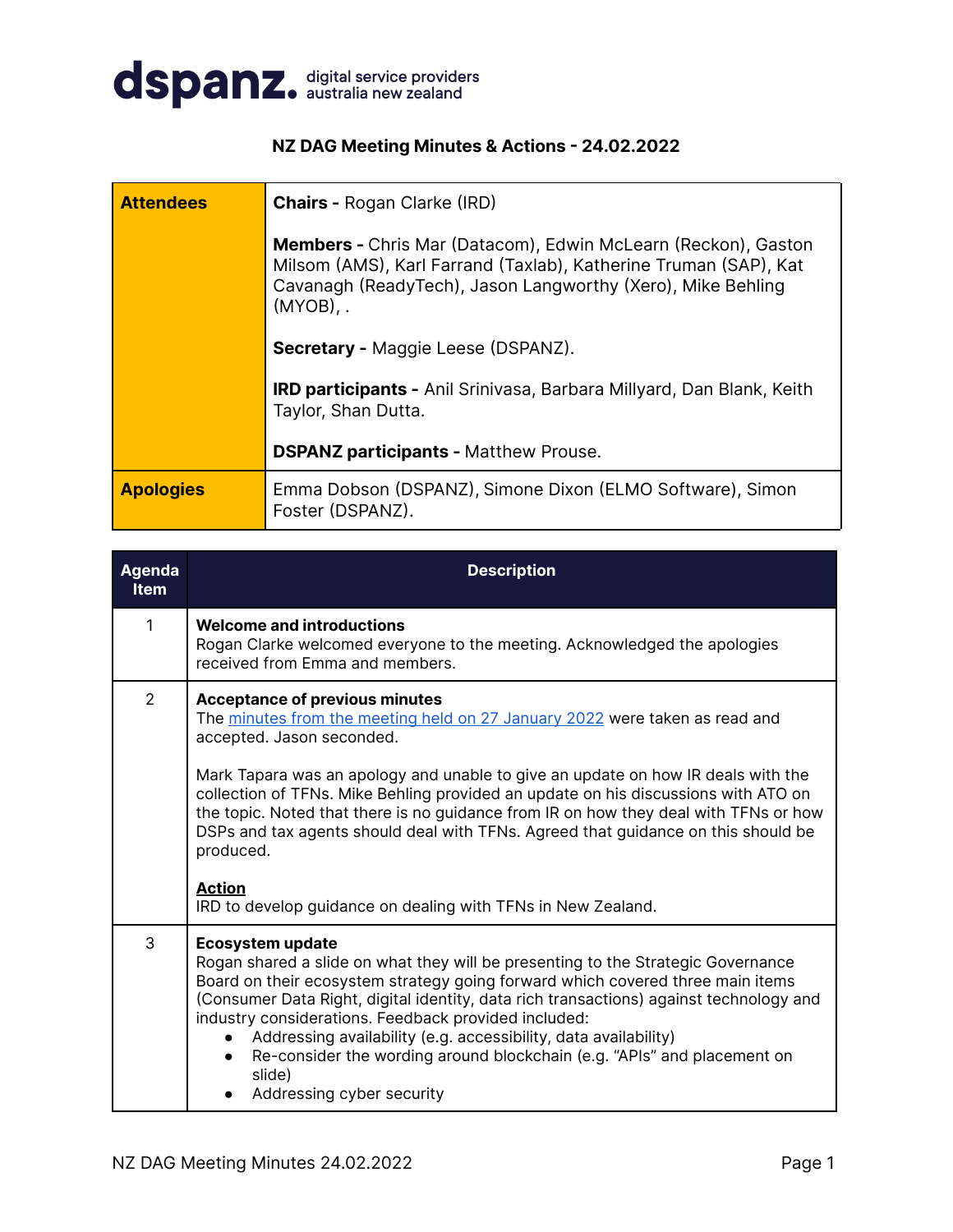**dspanz.** digital service providers australia new zealand

## NZ DAG Meeting Minutes & Actions - 24.02.2022

| | |
|---|---|
| **Attendees** | **Chairs -** Rogan Clarke (IRD)<br><br>**Members -** Chris Mar (Datacom), Edwin McLearn (Reckon), Gaston Milsom (AMS), Karl Farrand (Taxlab), Katherine Truman (SAP), Kat Cavanagh (ReadyTech), Jason Langworthy (Xero), Mike Behling (MYOB), .<br><br>**Secretary -** Maggie Leese (DSPANZ).<br><br>**IRD participants -** Anil Srinivasa, Barbara Millyard, Dan Blank, Keith Taylor, Shan Dutta.<br><br>**DSPANZ participants -** Matthew Prouse. |
| **Apologies** | Emma Dobson (DSPANZ), Simone Dixon (ELMO Software), Simon Foster (DSPANZ). |

| Agenda Item | Description |
|---|---|
| 1 | **Welcome and introductions**<br>Rogan Clarke welcomed everyone to the meeting. Acknowledged the apologies received from Emma and members. |
| 2 | **Acceptance of previous minutes**<br>The minutes from the meeting held on 27 January 2022 were taken as read and accepted. Jason seconded.<br><br>Mark Tapara was an apology and unable to give an update on how IR deals with the collection of TFNs. Mike Behling provided an update on his discussions with ATO on the topic. Noted that there is no guidance from IR on how they deal with TFNs or how DSPs and tax agents should deal with TFNs. Agreed that guidance on this should be produced.<br><br>**Action**<br>IRD to develop guidance on dealing with TFNs in New Zealand. |
| 3 | **Ecosystem update**<br>Rogan shared a slide on what they will be presenting to the Strategic Governance Board on their ecosystem strategy going forward which covered three main items (Consumer Data Right, digital identity, data rich transactions) against technology and industry considerations. Feedback provided included:<br>• Addressing availability (e.g. accessibility, data availability)<br>• Re-consider the wording around blockchain (e.g. "APIs" and placement on slide)<br>• Addressing cyber security |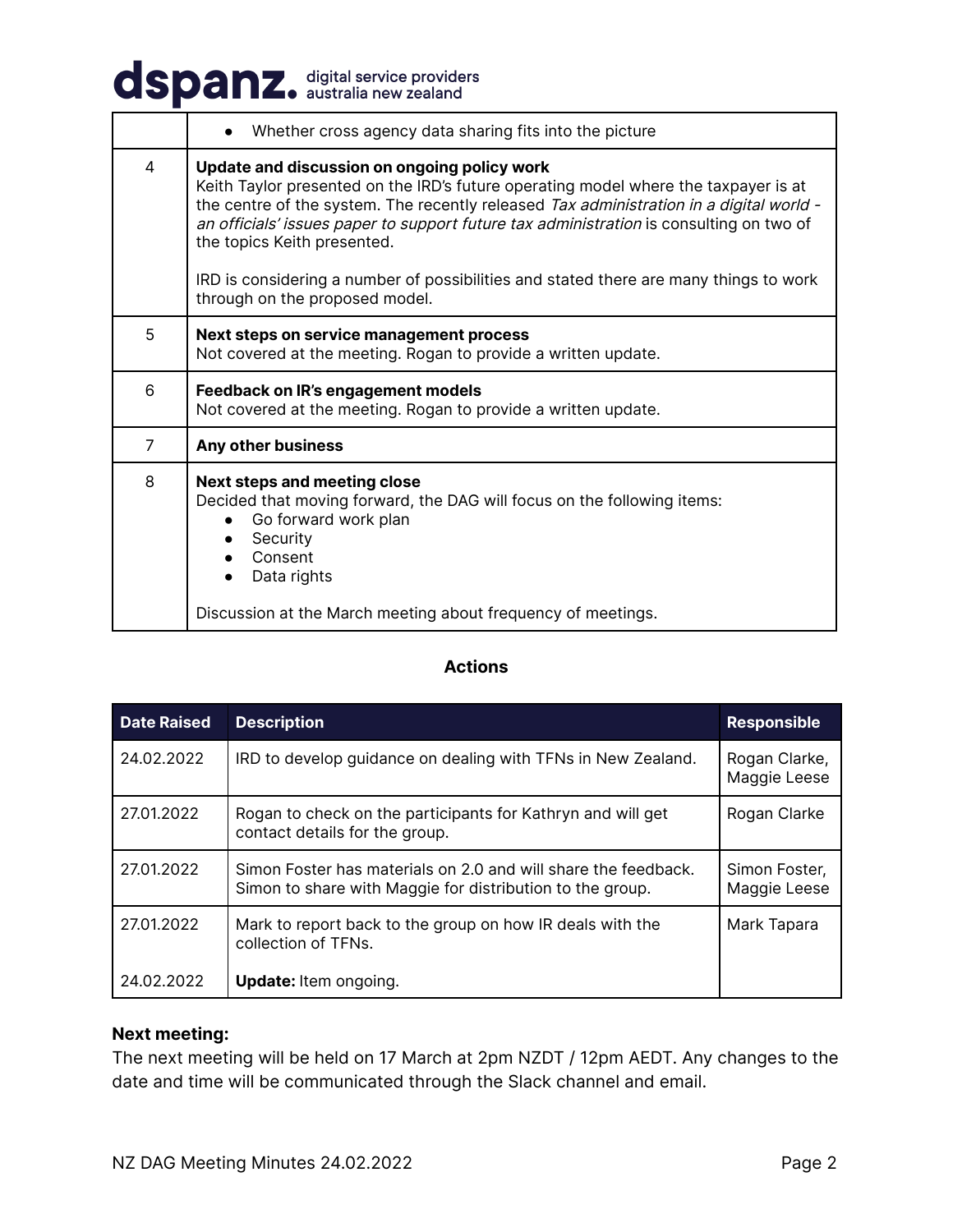| | |
|---|---|
| | • Whether cross agency data sharing fits into the picture |
| 4 | **Update and discussion on ongoing policy work**<br>Keith Taylor presented on the IRD's future operating model where the taxpayer is at the centre of the system. The recently released *Tax administration in a digital world - an officials' issues paper to support future tax administration* is consulting on two of the topics Keith presented.<br><br>IRD is considering a number of possibilities and stated there are many things to work through on the proposed model. |
| 5 | **Next steps on service management process**<br>Not covered at the meeting. Rogan to provide a written update. |
| 6 | **Feedback on IR's engagement models**<br>Not covered at the meeting. Rogan to provide a written update. |
| 7 | **Any other business** |
| 8 | **Next steps and meeting close**<br>Decided that moving forward, the DAG will focus on the following items:<br>• Go forward work plan<br>• Security<br>• Consent<br>• Data rights<br><br>Discussion at the March meeting about frequency of meetings. |

### Actions

| Date Raised | Description | Responsible |
|---|---|---|
| 24.02.2022 | IRD to develop guidance on dealing with TFNs in New Zealand. | Rogan Clarke, Maggie Leese |
| 27.01.2022 | Rogan to check on the participants for Kathryn and will get contact details for the group. | Rogan Clarke |
| 27.01.2022 | Simon Foster has materials on 2.0 and will share the feedback. Simon to share with Maggie for distribution to the group. | Simon Foster, Maggie Leese |
| 27.01.2022<br><br>24.02.2022 | Mark to report back to the group on how IR deals with the collection of TFNs.<br><br>**Update:** Item ongoing. | Mark Tapara |

**Next meeting:**

The next meeting will be held on 17 March at 2pm NZDT / 12pm AEDT. Any changes to the date and time will be communicated through the Slack channel and email.